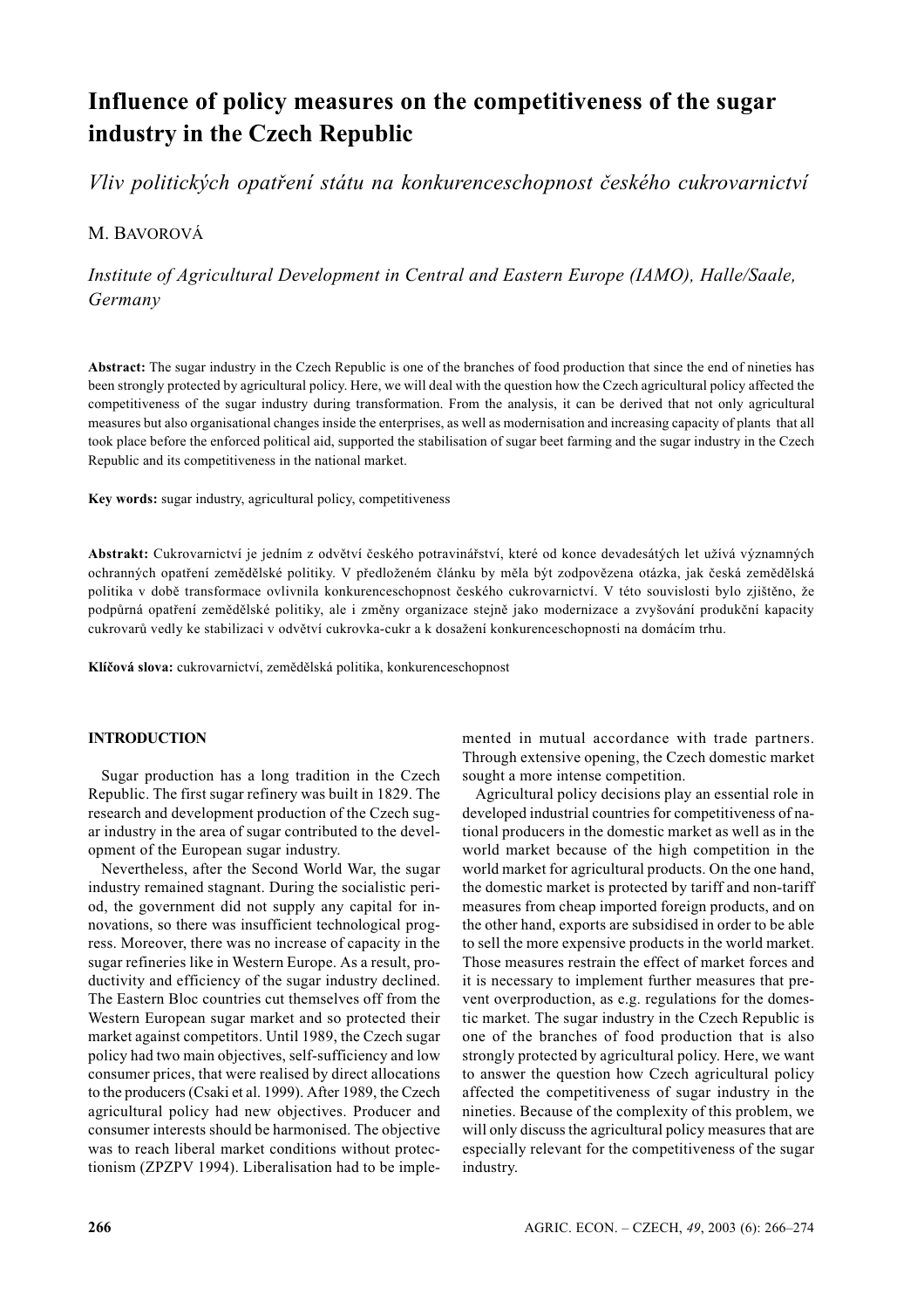# Influence of policy measures on the competitiveness of the sugar industry in the Czech Republic

*Vliv politických opatření státu na konkurenceschopnost českého cukrovarnictví*

M. Bavorová

*Institute of Agricultural Development in Central and Eastern Europe (IAMO), Halle/Saale, Germany*

**Abstract:** The sugar industry in the Czech Republic is one of the branches of food production that since the end of nineties has been strongly protected by agricultural policy. Here, we will deal with the question how the Czech agricultural policy affected the competitiveness of the sugar industry during transformation. From the analysis, it can be derived that not only agricultural measures but also organisational changes inside the enterprises, as well as modernisation and increasing capacity of plants that all took place before the enforced political aid, supported the stabilisation of sugar beet farming and the sugar industry in the Czech Republic and its competitiveness in the national market.

**Key words:** sugar industry, agricultural policy, competitiveness

**Abstrakt:** Cukrovarnictví je jedním z odvětví českého potravinářství, které od konce devadesátých let užívá významných ochranných opatření zemědělské politiky. V předloženém článku by měla být zodpovězena otázka, jak česká zemědělská politika v době transformace ovlivnila konkurenceschopnost českého cukrovarnictví. V této souvislosti bylo zjištěno, že podpůrná opatření zemědělské politiky, ale i změny organizace stejně jako modernizace a zvyšování produkční kapacity cukrovarů vedly ke stabilizaci v odvětví cukrovka-cukr a k dosažení konkurenceschopnosti na domácím trhu.

**Klíčová slova:** cukrovarnictví, zemědělská politika, konkurenceschopnost

## INTRODUCTION

Sugar production has a long tradition in the Czech Republic. The first sugar refinery was built in 1829. The research and development production of the Czech sugar industry in the area of sugar contributed to the development of the European sugar industry.

Nevertheless, after the Second World War, the sugar industry remained stagnant. During the socialistic period, the government did not supply any capital for innovations, so there was insufficient technological progress. Moreover, there was no increase of capacity in the sugar refineries like in Western Europe. As a result, productivity and efficiency of the sugar industry declined. The Eastern Bloc countries cut themselves off from the Western European sugar market and so protected their market against competitors. Until 1989, the Czech sugar policy had two main objectives, self-sufficiency and low consumer prices, that were realised by direct allocations to the producers (Csaki et al. 1999). After 1989, the Czech agricultural policy had new objectives. Producer and consumer interests should be harmonised. The objective was to reach liberal market conditions without protectionism (ZPZPV 1994). Liberalisation had to be implemented in mutual accordance with trade partners. Through extensive opening, the Czech domestic market sought a more intense competition.

Agricultural policy decisions play an essential role in developed industrial countries for competitiveness of national producers in the domestic market as well as in the world market because of the high competition in the world market for agricultural products. On the one hand, the domestic market is protected by tariff and non-tariff measures from cheap imported foreign products, and on the other hand, exports are subsidised in order to be able to sell the more expensive products in the world market. Those measures restrain the effect of market forces and it is necessary to implement further measures that prevent overproduction, as e.g. regulations for the domestic market. The sugar industry in the Czech Republic is one of the branches of food production that is also strongly protected by agricultural policy. Here, we want to answer the question how Czech agricultural policy affected the competitiveness of sugar industry in the nineties. Because of the complexity of this problem, we will only discuss the agricultural policy measures that are especially relevant for the competitiveness of the sugar industry.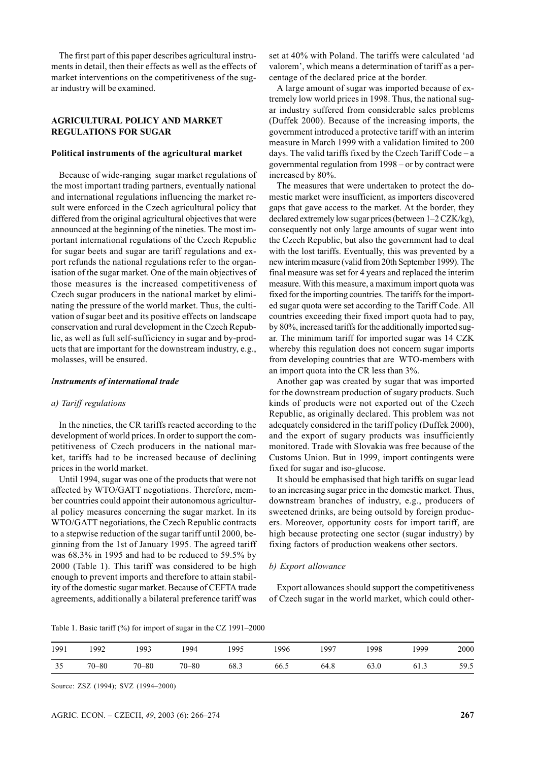The first part of this paper describes agricultural instruments in detail, then their effects as well as the effects of market interventions on the competitiveness of the sugar industry will be examined.

## AGRICULTURAL POLICY AND MARKET REGULATIONS FOR SUGAR

### Political instruments of the agricultural market

Because of wide-ranging sugar market regulations of the most important trading partners, eventually national and international regulations influencing the market result were enforced in the Czech agricultural policy that differed from the original agricultural objectives that were announced at the beginning of the nineties. The most important international regulations of the Czech Republic for sugar beets and sugar are tariff regulations and export refunds the national regulations refer to the organisation of the sugar market. One of the main objectives of those measures is the increased competitiveness of Czech sugar producers in the national market by eliminating the pressure of the world market. Thus, the cultivation of sugar beet and its positive effects on landscape conservation and rural development in the Czech Republic, as well as full self-sufficiency in sugar and by-products that are important for the downstream industry, e.g., molasses, will be ensured.

#### *Instruments of international trade*

*a) Tariff regulations*

In the nineties, the CR tariffs reacted according to the development of world prices. In order to support the competitiveness of Czech producers in the national market, tariffs had to be increased because of declining prices in the world market.

Until 1994, sugar was one of the products that were not affected by WTO/GATT negotiations. Therefore, member countries could appoint their autonomous agricultural policy measures concerning the sugar market. In its WTO/GATT negotiations, the Czech Republic contracts to a stepwise reduction of the sugar tariff until 2000, beginning from the 1st of January 1995. The agreed tariff was 68.3% in 1995 and had to be reduced to 59.5% by 2000 (Table 1). This tariff was considered to be high enough to prevent imports and therefore to attain stability of the domestic sugar market. Because of CEFTA trade agreements, additionally a bilateral preference tariff was set at 40% with Poland. The tariffs were calculated 'ad valorem', which means a determination of tariff as a percentage of the declared price at the border.

A large amount of sugar was imported because of extremely low world prices in 1998. Thus, the national sugar industry suffered from considerable sales problems (Duffek 2000). Because of the increasing imports, the government introduced a protective tariff with an interim measure in March 1999 with a validation limited to 200 days. The valid tariffs fixed by the Czech Tariff Code – a governmental regulation from 1998 – or by contract were increased by 80%.

The measures that were undertaken to protect the domestic market were insufficient, as importers discovered gaps that gave access to the market. At the border, they declared extremely low sugar prices (between 1–2 CZK/kg), consequently not only large amounts of sugar went into the Czech Republic, but also the government had to deal with the lost tariffs. Eventually, this was prevented by a new interim measure (valid from 20th September 1999). The final measure was set for 4 years and replaced the interim measure. With this measure, a maximum import quota was fixed for the importing countries. The tariffs for the imported sugar quota were set according to the Tariff Code. All countries exceeding their fixed import quota had to pay, by 80%, increased tariffs for the additionally imported sugar. The minimum tariff for imported sugar was 14 CZK whereby this regulation does not concern sugar imports from developing countries that are WTO-members with an import quota into the CR less than 3%.

Another gap was created by sugar that was imported for the downstream production of sugary products. Such kinds of products were not exported out of the Czech Republic, as originally declared. This problem was not adequately considered in the tariff policy (Duffek 2000), and the export of sugary products was insufficiently monitored. Trade with Slovakia was free because of the Customs Union. But in 1999, import contingents were fixed for sugar and iso-glucose.

It should be emphasised that high tariffs on sugar lead to an increasing sugar price in the domestic market. Thus, downstream branches of industry, e.g., producers of sweetened drinks, are being outsold by foreign producers. Moreover, opportunity costs for import tariff, are high because protecting one sector (sugar industry) by fixing factors of production weakens other sectors.

*b) Export allowance*

Export allowances should support the competitiveness of Czech sugar in the world market, which could other-

Table 1. Basic tariff (%) for import of sugar in the CZ 1991–2000

| 1991 | 1992 | 1993 | 1994 | 1995 | 1996 | 1997 | 1998 | 1999 | 2000 |
|---|---|---|---|---|---|---|---|---|---|
| 35 | 70–80 | 70–80 | 70–80 | 68.3 | 66.5 | 64.8 | 63.0 | 61.3 | 59.5 |

Source: ZSZ (1994); SVZ (1994–2000)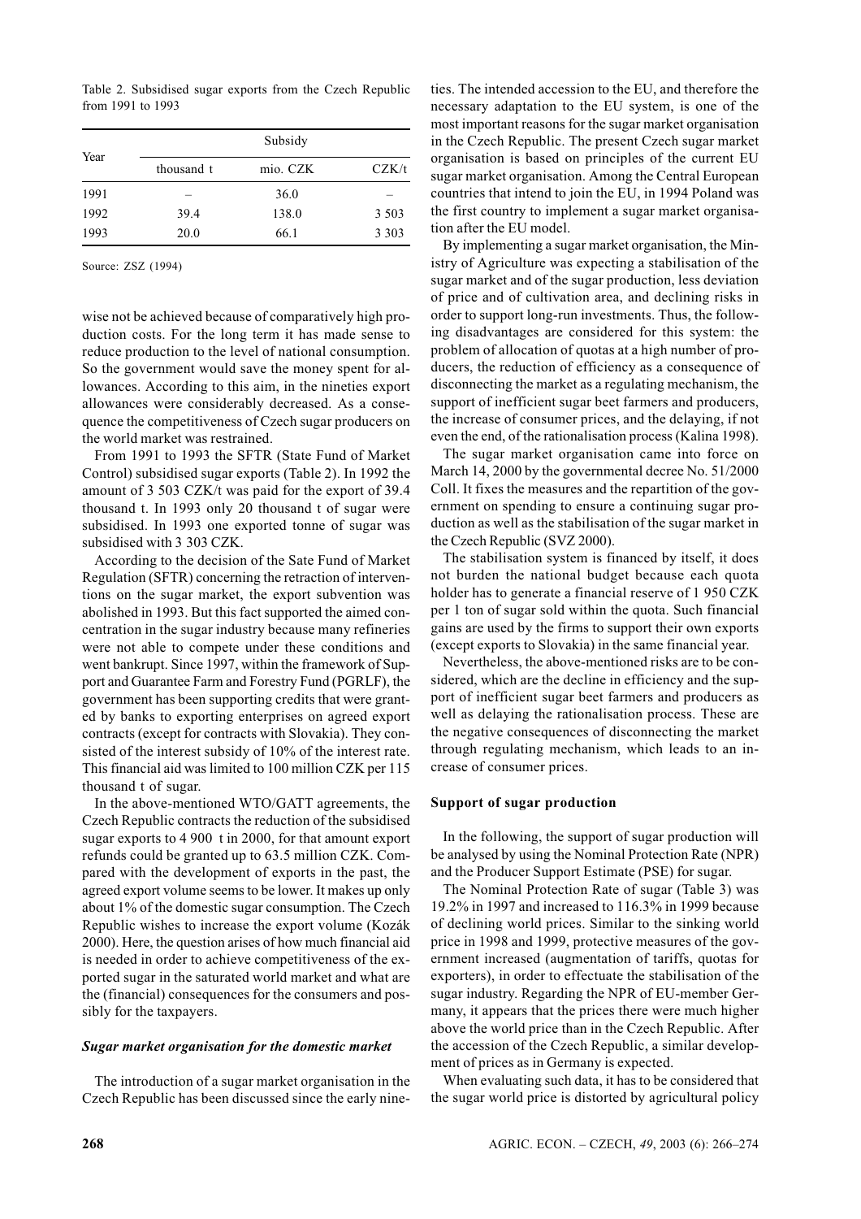Table 2. Subsidised sugar exports from the Czech Republic from 1991 to 1993

| Year | Subsidy | | |
|---|---|---|---|
| | thousand t | mio. CZK | CZK/t |
| 1991 | – | 36.0 | – |
| 1992 | 39.4 | 138.0 | 3 503 |
| 1993 | 20.0 | 66.1 | 3 303 |

Source: ZSZ (1994)

wise not be achieved because of comparatively high production costs. For the long term it has made sense to reduce production to the level of national consumption. So the government would save the money spent for allowances. According to this aim, in the nineties export allowances were considerably decreased. As a consequence the competitiveness of Czech sugar producers on the world market was restrained.

From 1991 to 1993 the SFTR (State Fund of Market Control) subsidised sugar exports (Table 2). In 1992 the amount of 3 503 CZK/t was paid for the export of 39.4 thousand t. In 1993 only 20 thousand t of sugar were subsidised. In 1993 one exported tonne of sugar was subsidised with 3 303 CZK.

According to the decision of the Sate Fund of Market Regulation (SFTR) concerning the retraction of interventions on the sugar market, the export subvention was abolished in 1993. But this fact supported the aimed concentration in the sugar industry because many refineries were not able to compete under these conditions and went bankrupt. Since 1997, within the framework of Support and Guarantee Farm and Forestry Fund (PGRLF), the government has been supporting credits that were granted by banks to exporting enterprises on agreed export contracts (except for contracts with Slovakia). They consisted of the interest subsidy of 10% of the interest rate. This financial aid was limited to 100 million CZK per 115 thousand t of sugar.

In the above-mentioned WTO/GATT agreements, the Czech Republic contracts the reduction of the subsidised sugar exports to 4 900 t in 2000, for that amount export refunds could be granted up to 63.5 million CZK. Compared with the development of exports in the past, the agreed export volume seems to be lower. It makes up only about 1% of the domestic sugar consumption. The Czech Republic wishes to increase the export volume (Kozák 2000). Here, the question arises of how much financial aid is needed in order to achieve competitiveness of the exported sugar in the saturated world market and what are the (financial) consequences for the consumers and possibly for the taxpayers.

### *Sugar market organisation for the domestic market*

The introduction of a sugar market organisation in the Czech Republic has been discussed since the early nineties. The intended accession to the EU, and therefore the necessary adaptation to the EU system, is one of the most important reasons for the sugar market organisation in the Czech Republic. The present Czech sugar market organisation is based on principles of the current EU sugar market organisation. Among the Central European countries that intend to join the EU, in 1994 Poland was the first country to implement a sugar market organisation after the EU model.

By implementing a sugar market organisation, the Ministry of Agriculture was expecting a stabilisation of the sugar market and of the sugar production, less deviation of price and of cultivation area, and declining risks in order to support long-run investments. Thus, the following disadvantages are considered for this system: the problem of allocation of quotas at a high number of producers, the reduction of efficiency as a consequence of disconnecting the market as a regulating mechanism, the support of inefficient sugar beet farmers and producers, the increase of consumer prices, and the delaying, if not even the end, of the rationalisation process (Kalina 1998).

The sugar market organisation came into force on March 14, 2000 by the governmental decree No. 51/2000 Coll. It fixes the measures and the repartition of the government on spending to ensure a continuing sugar production as well as the stabilisation of the sugar market in the Czech Republic (SVZ 2000).

The stabilisation system is financed by itself, it does not burden the national budget because each quota holder has to generate a financial reserve of 1 950 CZK per 1 ton of sugar sold within the quota. Such financial gains are used by the firms to support their own exports (except exports to Slovakia) in the same financial year.

Nevertheless, the above-mentioned risks are to be considered, which are the decline in efficiency and the support of inefficient sugar beet farmers and producers as well as delaying the rationalisation process. These are the negative consequences of disconnecting the market through regulating mechanism, which leads to an increase of consumer prices.

### Support of sugar production

In the following, the support of sugar production will be analysed by using the Nominal Protection Rate (NPR) and the Producer Support Estimate (PSE) for sugar.

The Nominal Protection Rate of sugar (Table 3) was 19.2% in 1997 and increased to 116.3% in 1999 because of declining world prices. Similar to the sinking world price in 1998 and 1999, protective measures of the government increased (augmentation of tariffs, quotas for exporters), in order to effectuate the stabilisation of the sugar industry. Regarding the NPR of EU-member Germany, it appears that the prices there were much higher above the world price than in the Czech Republic. After the accession of the Czech Republic, a similar development of prices as in Germany is expected.

When evaluating such data, it has to be considered that the sugar world price is distorted by agricultural policy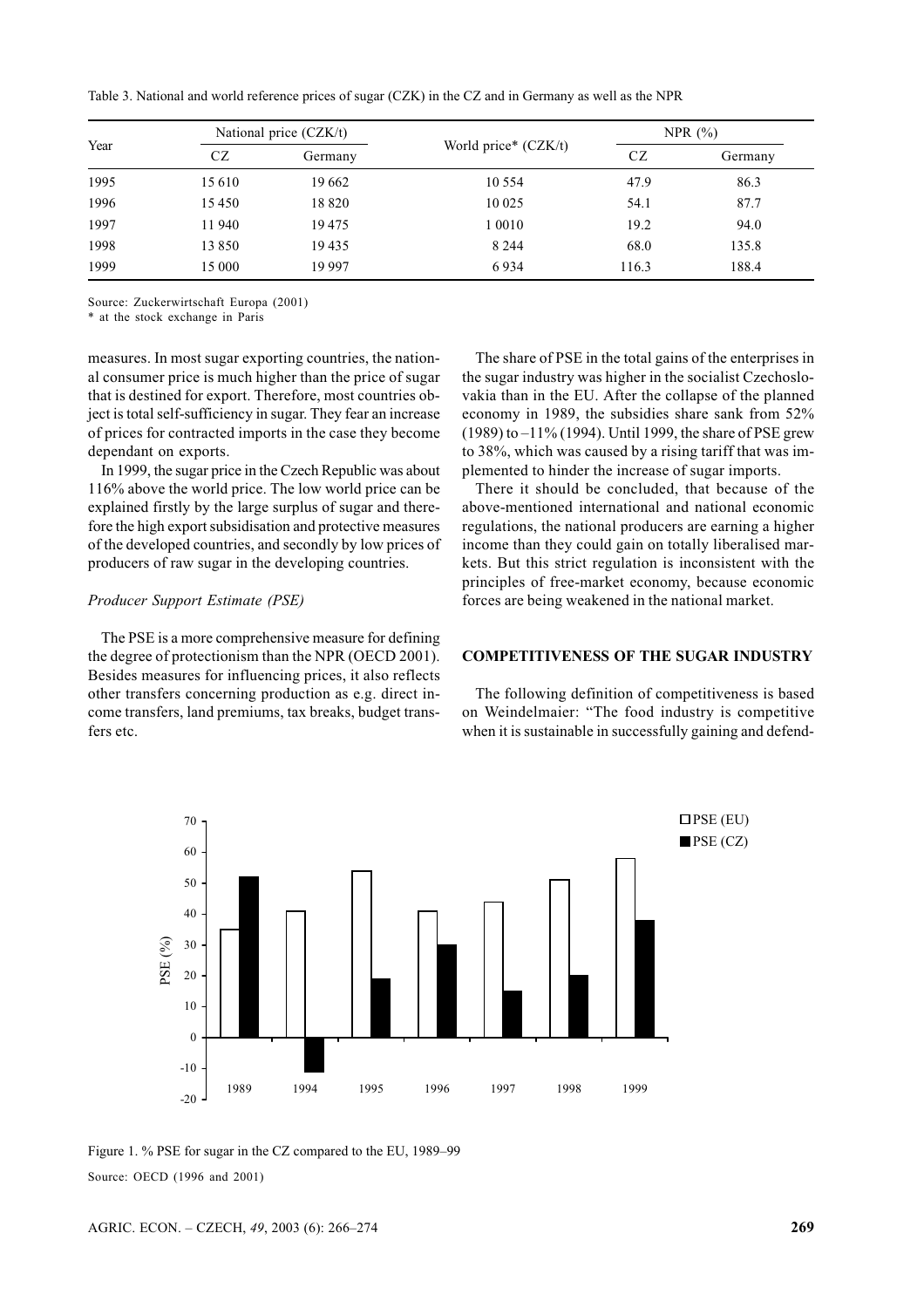Table 3. National and world reference prices of sugar (CZK) in the CZ and in Germany as well as the NPR

| Year | National price (CZK/t) | | World price* (CZK/t) | NPR (%) | |
|---|---|---|---|---|---|
| | CZ | Germany | | CZ | Germany |
| 1995 | 15 610 | 19 662 | 10 554 | 47.9 | 86.3 |
| 1996 | 15 450 | 18 820 | 10 025 | 54.1 | 87.7 |
| 1997 | 11 940 | 19 475 | 1 0010 | 19.2 | 94.0 |
| 1998 | 13 850 | 19 435 | 8 244 | 68.0 | 135.8 |
| 1999 | 15 000 | 19 997 | 6 934 | 116.3 | 188.4 |

Source: Zuckerwirtschaft Europa (2001)

\* at the stock exchange in Paris

measures. In most sugar exporting countries, the national consumer price is much higher than the price of sugar that is destined for export. Therefore, most countries object is total self-sufficiency in sugar. They fear an increase of prices for contracted imports in the case they become dependant on exports.

In 1999, the sugar price in the Czech Republic was about 116% above the world price. The low world price can be explained firstly by the large surplus of sugar and therefore the high export subsidisation and protective measures of the developed countries, and secondly by low prices of producers of raw sugar in the developing countries.

*Producer Support Estimate (PSE)*

The PSE is a more comprehensive measure for defining the degree of protectionism than the NPR (OECD 2001). Besides measures for influencing prices, it also reflects other transfers concerning production as e.g. direct income transfers, land premiums, tax breaks, budget transfers etc.

The share of PSE in the total gains of the enterprises in the sugar industry was higher in the socialist Czechoslovakia than in the EU. After the collapse of the planned economy in 1989, the subsidies share sank from 52% (1989) to –11% (1994). Until 1999, the share of PSE grew to 38%, which was caused by a rising tariff that was implemented to hinder the increase of sugar imports.

There it should be concluded, that because of the above-mentioned international and national economic regulations, the national producers are earning a higher income than they could gain on totally liberalised markets. But this strict regulation is inconsistent with the principles of free-market economy, because economic forces are being weakened in the national market.

## COMPETITIVENESS OF THE SUGAR INDUSTRY

The following definition of competitiveness is based on Weindelmaier: "The food industry is competitive when it is sustainable in successfully gaining and defend-

Figure 1. % PSE for sugar in the CZ compared to the EU, 1989–99

Source: OECD (1996 and 2001)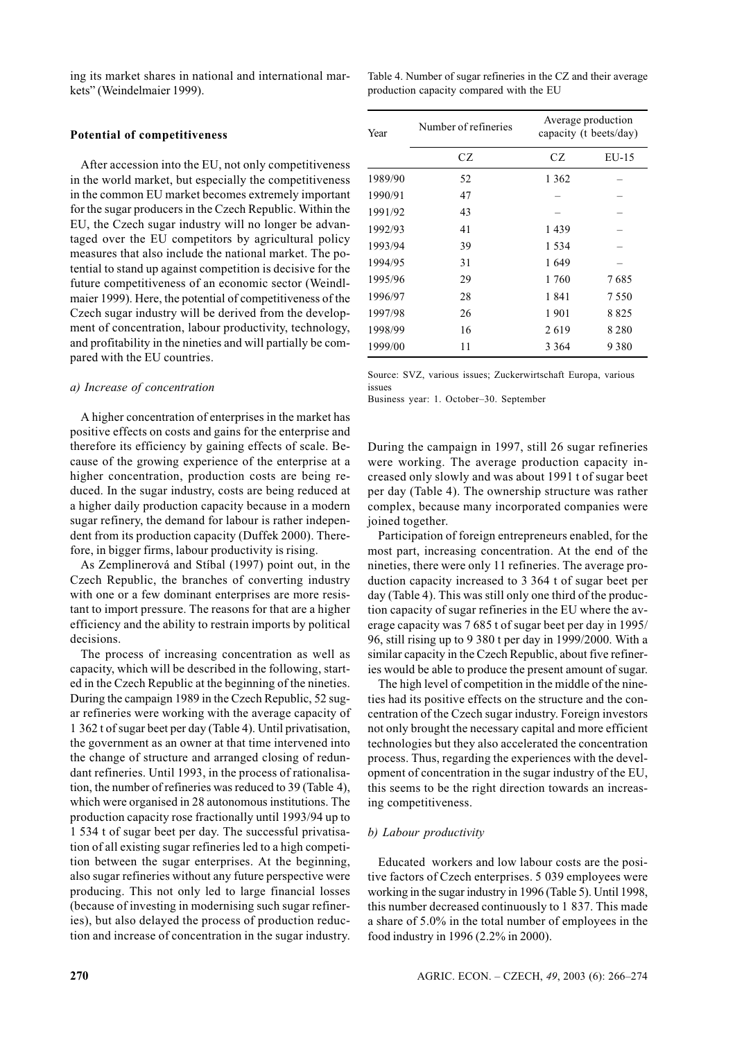ing its market shares in national and international markets" (Weindelmaier 1999).

**Potential of competitiveness**

After accession into the EU, not only competitiveness in the world market, but especially the competitiveness in the common EU market becomes extremely important for the sugar producers in the Czech Republic. Within the EU, the Czech sugar industry will no longer be advantaged over the EU competitors by agricultural policy measures that also include the national market. The potential to stand up against competition is decisive for the future competitiveness of an economic sector (Weindlmaier 1999). Here, the potential of competitiveness of the Czech sugar industry will be derived from the development of concentration, labour productivity, technology, and profitability in the nineties and will partially be compared with the EU countries.

*a) Increase of concentration*

A higher concentration of enterprises in the market has positive effects on costs and gains for the enterprise and therefore its efficiency by gaining effects of scale. Because of the growing experience of the enterprise at a higher concentration, production costs are being reduced. In the sugar industry, costs are being reduced at a higher daily production capacity because in a modern sugar refinery, the demand for labour is rather independent from its production capacity (Duffek 2000). Therefore, in bigger firms, labour productivity is rising.

As Zemplinerová and Stíbal (1997) point out, in the Czech Republic, the branches of converting industry with one or a few dominant enterprises are more resistant to import pressure. The reasons for that are a higher efficiency and the ability to restrain imports by political decisions.

The process of increasing concentration as well as capacity, which will be described in the following, started in the Czech Republic at the beginning of the nineties. During the campaign 1989 in the Czech Republic, 52 sugar refineries were working with the average capacity of 1 362 t of sugar beet per day (Table 4). Until privatisation, the government as an owner at that time intervened into the change of structure and arranged closing of redundant refineries. Until 1993, in the process of rationalisation, the number of refineries was reduced to 39 (Table 4), which were organised in 28 autonomous institutions. The production capacity rose fractionally until 1993/94 up to 1 534 t of sugar beet per day. The successful privatisation of all existing sugar refineries led to a high competition between the sugar enterprises. At the beginning, also sugar refineries without any future perspective were producing. This not only led to large financial losses (because of investing in modernising such sugar refineries), but also delayed the process of production reduction and increase of concentration in the sugar industry.

Table 4. Number of sugar refineries in the CZ and their average production capacity compared with the EU

| Year | Number of refineries | Average production capacity (t beets/day) | |
|---|---|---|---|
| | CZ | CZ | EU-15 |
| 1989/90 | 52 | 1 362 | – |
| 1990/91 | 47 | – | – |
| 1991/92 | 43 | – | – |
| 1992/93 | 41 | 1 439 | – |
| 1993/94 | 39 | 1 534 | – |
| 1994/95 | 31 | 1 649 | – |
| 1995/96 | 29 | 1 760 | 7 685 |
| 1996/97 | 28 | 1 841 | 7 550 |
| 1997/98 | 26 | 1 901 | 8 825 |
| 1998/99 | 16 | 2 619 | 8 280 |
| 1999/00 | 11 | 3 364 | 9 380 |

Source: SVZ, various issues; Zuckerwirtschaft Europa, various issues

Business year: 1. October–30. September

During the campaign in 1997, still 26 sugar refineries were working. The average production capacity increased only slowly and was about 1991 t of sugar beet per day (Table 4). The ownership structure was rather complex, because many incorporated companies were joined together.

Participation of foreign entrepreneurs enabled, for the most part, increasing concentration. At the end of the nineties, there were only 11 refineries. The average production capacity increased to 3 364 t of sugar beet per day (Table 4). This was still only one third of the production capacity of sugar refineries in the EU where the average capacity was 7 685 t of sugar beet per day in 1995/96, still rising up to 9 380 t per day in 1999/2000. With a similar capacity in the Czech Republic, about five refineries would be able to produce the present amount of sugar.

The high level of competition in the middle of the nineties had its positive effects on the structure and the concentration of the Czech sugar industry. Foreign investors not only brought the necessary capital and more efficient technologies but they also accelerated the concentration process. Thus, regarding the experiences with the development of concentration in the sugar industry of the EU, this seems to be the right direction towards an increasing competitiveness.

*b) Labour productivity*

Educated workers and low labour costs are the positive factors of Czech enterprises. 5 039 employees were working in the sugar industry in 1996 (Table 5). Until 1998, this number decreased continuously to 1 837. This made a share of 5.0% in the total number of employees in the food industry in 1996 (2.2% in 2000).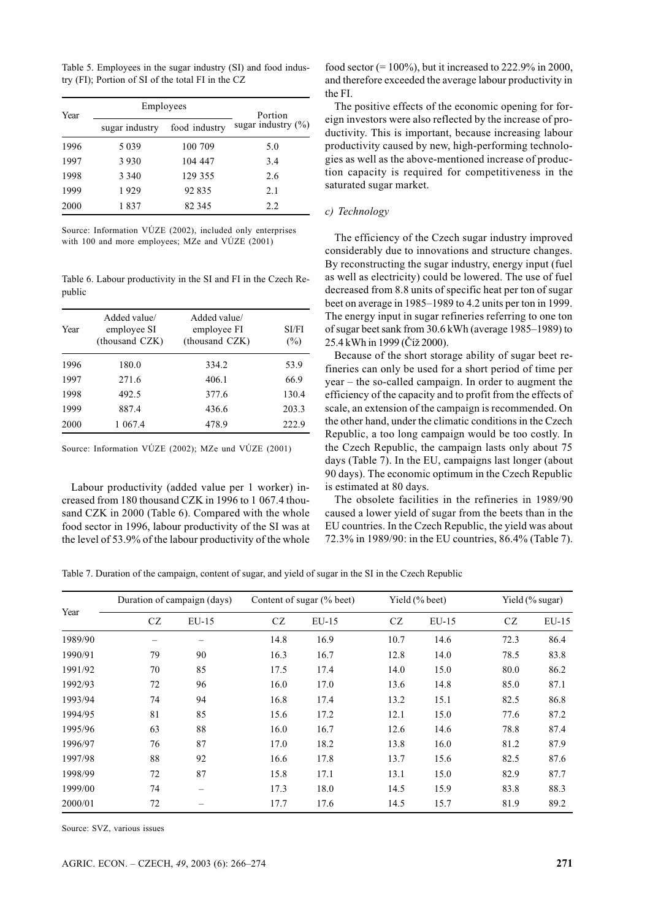Table 5. Employees in the sugar industry (SI) and food industry (FI); Portion of SI of the total FI in the CZ

| Year | Employees | | Portion sugar industry (%) |
|---|---|---|---|
| | sugar industry | food industry | |
| 1996 | 5 039 | 100 709 | 5.0 |
| 1997 | 3 930 | 104 447 | 3.4 |
| 1998 | 3 340 | 129 355 | 2.6 |
| 1999 | 1 929 | 92 835 | 2.1 |
| 2000 | 1 837 | 82 345 | 2.2 |

Source: Information VÚZE (2002), included only enterprises with 100 and more employees; MZe and VÚZE (2001)

Table 6. Labour productivity in the SI and FI in the Czech Republic

| Year | Added value/ employee SI (thousand CZK) | Added value/ employee FI (thousand CZK) | SI/FI (%) |
|---|---|---|---|
| 1996 | 180.0 | 334.2 | 53.9 |
| 1997 | 271.6 | 406.1 | 66.9 |
| 1998 | 492.5 | 377.6 | 130.4 |
| 1999 | 887.4 | 436.6 | 203.3 |
| 2000 | 1 067.4 | 478.9 | 222.9 |

Source: Information VÚZE (2002); MZe und VÚZE (2001)

Labour productivity (added value per 1 worker) increased from 180 thousand CZK in 1996 to 1 067.4 thousand CZK in 2000 (Table 6). Compared with the whole food sector in 1996, labour productivity of the SI was at the level of 53.9% of the labour productivity of the whole food sector (= 100%), but it increased to 222.9% in 2000, and therefore exceeded the average labour productivity in the FI.

The positive effects of the economic opening for foreign investors were also reflected by the increase of productivity. This is important, because increasing labour productivity caused by new, high-performing technologies as well as the above-mentioned increase of production capacity is required for competitiveness in the saturated sugar market.

*c) Technology*

The efficiency of the Czech sugar industry improved considerably due to innovations and structure changes. By reconstructing the sugar industry, energy input (fuel as well as electricity) could be lowered. The use of fuel decreased from 8.8 units of specific heat per ton of sugar beet on average in 1985–1989 to 4.2 units per ton in 1999. The energy input in sugar refineries referring to one ton of sugar beet sank from 30.6 kWh (average 1985–1989) to 25.4 kWh in 1999 (Číž 2000).

Because of the short storage ability of sugar beet refineries can only be used for a short period of time per year – the so-called campaign. In order to augment the efficiency of the capacity and to profit from the effects of scale, an extension of the campaign is recommended. On the other hand, under the climatic conditions in the Czech Republic, a too long campaign would be too costly. In the Czech Republic, the campaign lasts only about 75 days (Table 7). In the EU, campaigns last longer (about 90 days). The economic optimum in the Czech Republic is estimated at 80 days.

The obsolete facilities in the refineries in 1989/90 caused a lower yield of sugar from the beets than in the EU countries. In the Czech Republic, the yield was about 72.3% in 1989/90: in the EU countries, 86.4% (Table 7).

Table 7. Duration of the campaign, content of sugar, and yield of sugar in the SI in the Czech Republic

| Year | Duration of campaign (days) | | Content of sugar (% beet) | | Yield (% beet) | | Yield (% sugar) | |
|---|---|---|---|---|---|---|---|---|
| | CZ | EU-15 | CZ | EU-15 | CZ | EU-15 | CZ | EU-15 |
| 1989/90 | – | – | 14.8 | 16.9 | 10.7 | 14.6 | 72.3 | 86.4 |
| 1990/91 | 79 | 90 | 16.3 | 16.7 | 12.8 | 14.0 | 78.5 | 83.8 |
| 1991/92 | 70 | 85 | 17.5 | 17.4 | 14.0 | 15.0 | 80.0 | 86.2 |
| 1992/93 | 72 | 96 | 16.0 | 17.0 | 13.6 | 14.8 | 85.0 | 87.1 |
| 1993/94 | 74 | 94 | 16.8 | 17.4 | 13.2 | 15.1 | 82.5 | 86.8 |
| 1994/95 | 81 | 85 | 15.6 | 17.2 | 12.1 | 15.0 | 77.6 | 87.2 |
| 1995/96 | 63 | 88 | 16.0 | 16.7 | 12.6 | 14.6 | 78.8 | 87.4 |
| 1996/97 | 76 | 87 | 17.0 | 18.2 | 13.8 | 16.0 | 81.2 | 87.9 |
| 1997/98 | 88 | 92 | 16.6 | 17.8 | 13.7 | 15.6 | 82.5 | 87.6 |
| 1998/99 | 72 | 87 | 15.8 | 17.1 | 13.1 | 15.0 | 82.9 | 87.7 |
| 1999/00 | 74 | – | 17.3 | 18.0 | 14.5 | 15.9 | 83.8 | 88.3 |
| 2000/01 | 72 | – | 17.7 | 17.6 | 14.5 | 15.7 | 81.9 | 89.2 |

Source: SVZ, various issues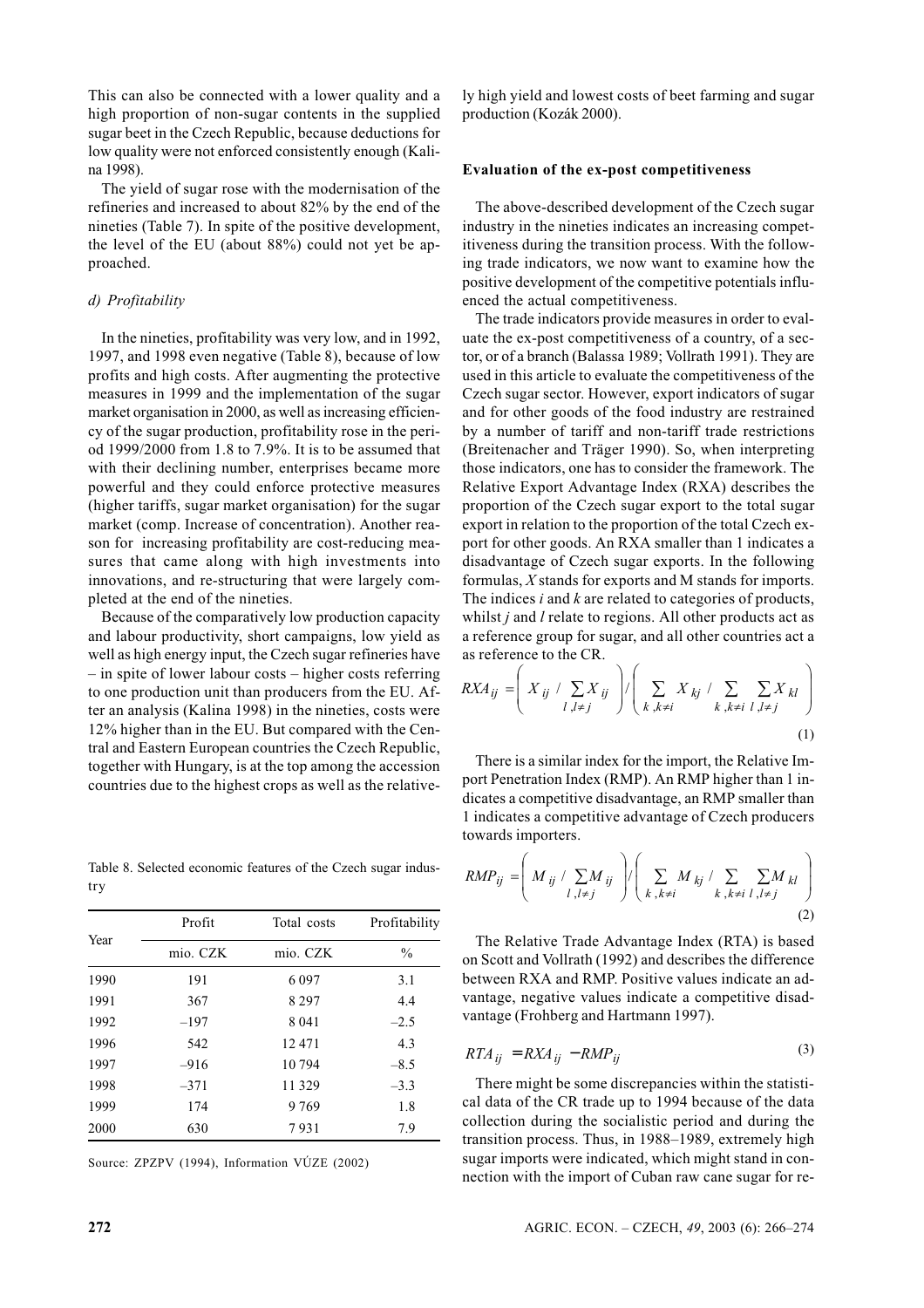This can also be connected with a lower quality and a high proportion of non-sugar contents in the supplied sugar beet in the Czech Republic, because deductions for low quality were not enforced consistently enough (Kalina 1998).

The yield of sugar rose with the modernisation of the refineries and increased to about 82% by the end of the nineties (Table 7). In spite of the positive development, the level of the EU (about 88%) could not yet be approached.

*d) Profitability*

In the nineties, profitability was very low, and in 1992, 1997, and 1998 even negative (Table 8), because of low profits and high costs. After augmenting the protective measures in 1999 and the implementation of the sugar market organisation in 2000, as well as increasing efficiency of the sugar production, profitability rose in the period 1999/2000 from 1.8 to 7.9%. It is to be assumed that with their declining number, enterprises became more powerful and they could enforce protective measures (higher tariffs, sugar market organisation) for the sugar market (comp. Increase of concentration). Another reason for increasing profitability are cost-reducing measures that came along with high investments into innovations, and re-structuring that were largely completed at the end of the nineties.

Because of the comparatively low production capacity and labour productivity, short campaigns, low yield as well as high energy input, the Czech sugar refineries have – in spite of lower labour costs – higher costs referring to one production unit than producers from the EU. After an analysis (Kalina 1998) in the nineties, costs were 12% higher than in the EU. But compared with the Central and Eastern European countries the Czech Republic, together with Hungary, is at the top among the accession countries due to the highest crops as well as the relatively high yield and lowest costs of beet farming and sugar production (Kozák 2000).

Table 8. Selected economic features of the Czech sugar industry

| Year | Profit | Total costs | Profitability |
|---|---|---|---|
| | mio. CZK | mio. CZK | % |
| 1990 | 191 | 6 097 | 3.1 |
| 1991 | 367 | 8 297 | 4.4 |
| 1992 | –197 | 8 041 | –2.5 |
| 1996 | 542 | 12 471 | 4.3 |
| 1997 | –916 | 10 794 | –8.5 |
| 1998 | –371 | 11 329 | –3.3 |
| 1999 | 174 | 9 769 | 1.8 |
| 2000 | 630 | 7 931 | 7.9 |

Source: ZPZPV (1994), Information VÚZE (2002)

**Evaluation of the ex-post competitiveness**

The above-described development of the Czech sugar industry in the nineties indicates an increasing competitiveness during the transition process. With the following trade indicators, we now want to examine how the positive development of the competitive potentials influenced the actual competitiveness.

The trade indicators provide measures in order to evaluate the ex-post competitiveness of a country, of a sector, or of a branch (Balassa 1989; Vollrath 1991). They are used in this article to evaluate the competitiveness of the Czech sugar sector. However, export indicators of sugar and for other goods of the food industry are restrained by a number of tariff and non-tariff trade restrictions (Breitenacher and Träger 1990). So, when interpreting those indicators, one has to consider the framework. The Relative Export Advantage Index (RXA) describes the proportion of the Czech sugar export to the total sugar export in relation to the proportion of the total Czech export for other goods. An RXA smaller than 1 indicates a disadvantage of Czech sugar exports. In the following formulas, $X$ stands for exports and M stands for imports. The indices $i$ and $k$ are related to categories of products, whilst $j$ and $l$ relate to regions. All other products act as a reference group for sugar, and all other countries act a as reference to the CR.

$$RXA_{ij} = \left( X_{ij} \;/ \sum_{l, l \neq j} X_{ij} \right) \Big/ \left( \sum_{k, k \neq i} X_{kj} \;/ \sum_{k, k \neq i} \sum_{l, l \neq j} X_{kl} \right) \tag{1}$$

There is a similar index for the import, the Relative Import Penetration Index (RMP). An RMP higher than 1 indicates a competitive disadvantage, an RMP smaller than 1 indicates a competitive advantage of Czech producers towards importers.

$$RMP_{ij} = \left( M_{ij} \;/ \sum_{l, l \neq j} M_{ij} \right) \Big/ \left( \sum_{k, k \neq i} M_{kj} \;/ \sum_{k, k \neq i} \sum_{l, l \neq j} M_{kl} \right) \tag{2}$$

The Relative Trade Advantage Index (RTA) is based on Scott and Vollrath (1992) and describes the difference between RXA and RMP. Positive values indicate an advantage, negative values indicate a competitive disadvantage (Frohberg and Hartmann 1997).

$$RTA_{ij} = RXA_{ij} - RMP_{ij} \tag{3}$$

There might be some discrepancies within the statistical data of the CR trade up to 1994 because of the data collection during the socialistic period and during the transition process. Thus, in 1988–1989, extremely high sugar imports were indicated, which might stand in connection with the import of Cuban raw cane sugar for re-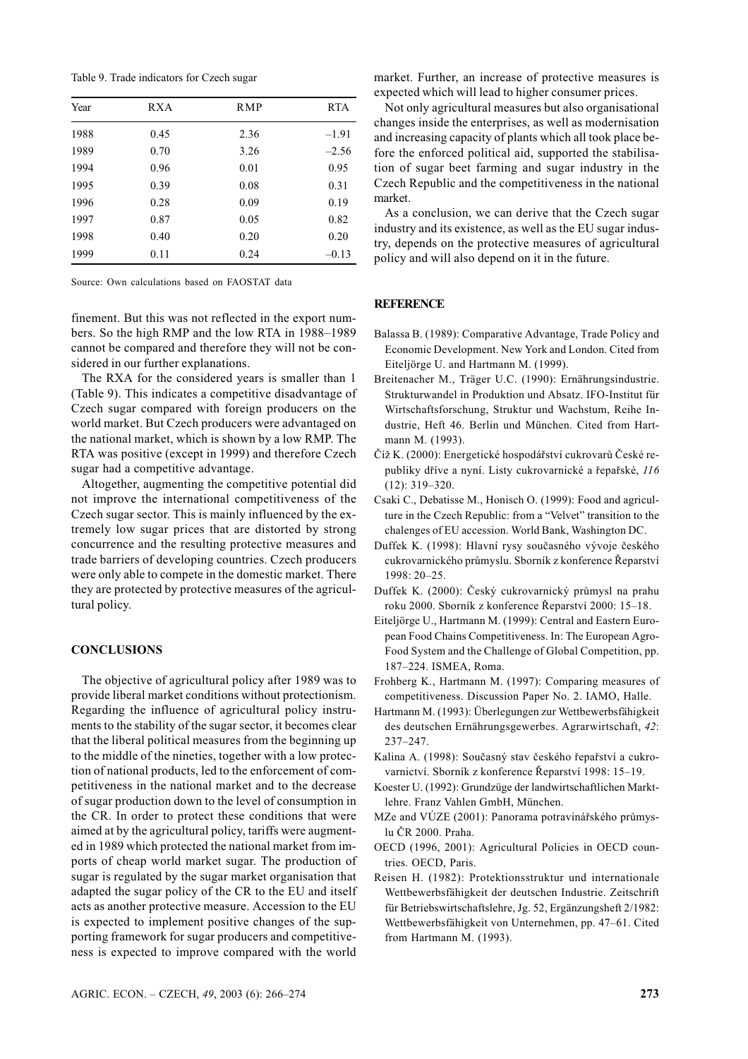Table 9. Trade indicators for Czech sugar

| Year | RXA | RMP | RTA |
|---|---|---|---|
| 1988 | 0.45 | 2.36 | –1.91 |
| 1989 | 0.70 | 3.26 | –2.56 |
| 1994 | 0.96 | 0.01 | 0.95 |
| 1995 | 0.39 | 0.08 | 0.31 |
| 1996 | 0.28 | 0.09 | 0.19 |
| 1997 | 0.87 | 0.05 | 0.82 |
| 1998 | 0.40 | 0.20 | 0.20 |
| 1999 | 0.11 | 0.24 | –0.13 |

Source: Own calculations based on FAOSTAT data

finement. But this was not reflected in the export numbers. So the high RMP and the low RTA in 1988–1989 cannot be compared and therefore they will not be considered in our further explanations.

The RXA for the considered years is smaller than 1 (Table 9). This indicates a competitive disadvantage of Czech sugar compared with foreign producers on the world market. But Czech producers were advantaged on the national market, which is shown by a low RMP. The RTA was positive (except in 1999) and therefore Czech sugar had a competitive advantage.

Altogether, augmenting the competitive potential did not improve the international competitiveness of the Czech sugar sector. This is mainly influenced by the extremely low sugar prices that are distorted by strong concurrence and the resulting protective measures and trade barriers of developing countries. Czech producers were only able to compete in the domestic market. There they are protected by protective measures of the agricultural policy.

## CONCLUSIONS

The objective of agricultural policy after 1989 was to provide liberal market conditions without protectionism. Regarding the influence of agricultural policy instruments to the stability of the sugar sector, it becomes clear that the liberal political measures from the beginning up to the middle of the nineties, together with a low protection of national products, led to the enforcement of competitiveness in the national market and to the decrease of sugar production down to the level of consumption in the CR. In order to protect these conditions that were aimed at by the agricultural policy, tariffs were augmented in 1989 which protected the national market from imports of cheap world market sugar. The production of sugar is regulated by the sugar market organisation that adapted the sugar policy of the CR to the EU and itself acts as another protective measure. Accession to the EU is expected to implement positive changes of the supporting framework for sugar producers and competitiveness is expected to improve compared with the world market. Further, an increase of protective measures is expected which will lead to higher consumer prices.

Not only agricultural measures but also organisational changes inside the enterprises, as well as modernisation and increasing capacity of plants which all took place before the enforced political aid, supported the stabilisation of sugar beet farming and sugar industry in the Czech Republic and the competitiveness in the national market.

As a conclusion, we can derive that the Czech sugar industry and its existence, as well as the EU sugar industry, depends on the protective measures of agricultural policy and will also depend on it in the future.

## REFERENCE

Balassa B. (1989): Comparative Advantage, Trade Policy and Economic Development. New York and London. Cited from Eiteljörge U. and Hartmann M. (1999).

Breitenacher M., Träger U.C. (1990): Ernährungsindustrie. Strukturwandel in Produktion und Absatz. IFO-Institut für Wirtschaftsforschung, Struktur und Wachstum, Reihe Industrie, Heft 46. Berlin und München. Cited from Hartmann M. (1993).

Číž K. (2000): Energetické hospodářství cukrovarů České republiky dříve a nyní. Listy cukrovarnické a řepařské, *116* (12): 319–320.

Csaki C., Debatisse M., Honisch O. (1999): Food and agriculture in the Czech Republic: from a "Velvet" transition to the chalenges of EU accession. World Bank, Washington DC.

Duffek K. (1998): Hlavní rysy současného vývoje českého cukrovarnického průmyslu. Sborník z konference Řeparství 1998: 20–25.

Duffek K. (2000): Český cukrovarnický průmysl na prahu roku 2000. Sborník z konference Řeparství 2000: 15–18.

Eiteljörge U., Hartmann M. (1999): Central and Eastern European Food Chains Competitiveness. In: The European Agro-Food System and the Challenge of Global Competition, pp. 187–224. ISMEA, Roma.

Frohberg K., Hartmann M. (1997): Comparing measures of competitiveness. Discussion Paper No. 2. IAMO, Halle.

Hartmann M. (1993): Überlegungen zur Wettbewerbsfähigkeit des deutschen Ernährungsgewerbes. Agrarwirtschaft, *42*: 237–247.

Kalina A. (1998): Současný stav českého řepařství a cukrovarnictví. Sborník z konference Řeparství 1998: 15–19.

Koester U. (1992): Grundzüge der landwirtschaftlichen Marktlehre. Franz Vahlen GmbH, München.

MZe and VÚZE (2001): Panorama potravinářského průmyslu ČR 2000. Praha.

OECD (1996, 2001): Agricultural Policies in OECD countries. OECD, Paris.

Reisen H. (1982): Protektionsstruktur und internationale Wettbewerbsfähigkeit der deutschen Industrie. Zeitschrift für Betriebswirtschaftslehre, Jg. 52, Ergänzungsheft 2/1982: Wettbewerbsfähigkeit von Unternehmen, pp. 47–61. Cited from Hartmann M. (1993).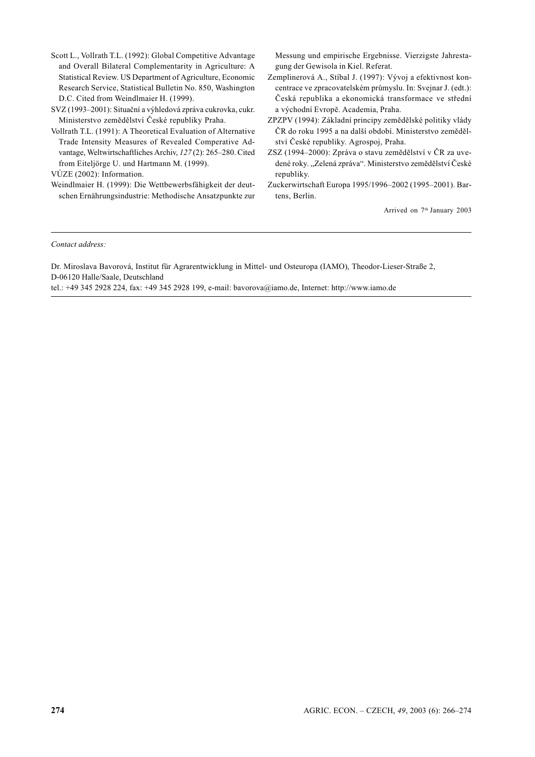Scott L., Vollrath T.L. (1992): Global Competitive Advantage and Overall Bilateral Complementarity in Agriculture: A Statistical Review. US Department of Agriculture, Economic Research Service, Statistical Bulletin No. 850, Washington D.C. Cited from Weindlmaier H. (1999).

SVZ (1993–2001): Situační a výhledová zpráva cukrovka, cukr. Ministerstvo zemědělství České republiky Praha.

Vollrath T.L. (1991): A Theoretical Evaluation of Alternative Trade Intensity Measures of Revealed Comperative Advantage, Weltwirtschaftliches Archiv, *127* (2): 265–280. Cited from Eiteljörge U. und Hartmann M. (1999).

VÚZE (2002): Information.

Weindlmaier H. (1999): Die Wettbewerbsfähigkeit der deutschen Ernährungsindustrie: Methodische Ansatzpunkte zur Messung und empirische Ergebnisse. Vierzigste Jahrestagung der Gewisola in Kiel. Referat.

Zemplinerová A., Stíbal J. (1997): Vývoj a efektivnost koncentrace ve zpracovatelském průmyslu. In: Svejnar J. (edt.): Česká republika a ekonomická transformace ve střední a východní Evropě. Academia, Praha.

ZPZPV (1994): Základní principy zemědělské politiky vlády ČR do roku 1995 a na další období. Ministerstvo zemědělství České republiky. Agrospoj, Praha.

ZSZ (1994–2000): Zpráva o stavu zemědělství v ČR za uvedené roky. „Zelená zpráva". Ministerstvo zemědělství České republiky.

Zuckerwirtschaft Europa 1995/1996–2002 (1995–2001). Bartens, Berlin.

Arrived on 7th January 2003

*Contact address:*

Dr. Miroslava Bavorová, Institut für Agrarentwicklung in Mittel- und Osteuropa (IAMO), Theodor-Lieser-Straße 2, D-06120 Halle/Saale, Deutschland
tel.: +49 345 2928 224, fax: +49 345 2928 199, e-mail: bavorova@iamo.de, Internet: http://www.iamo.de